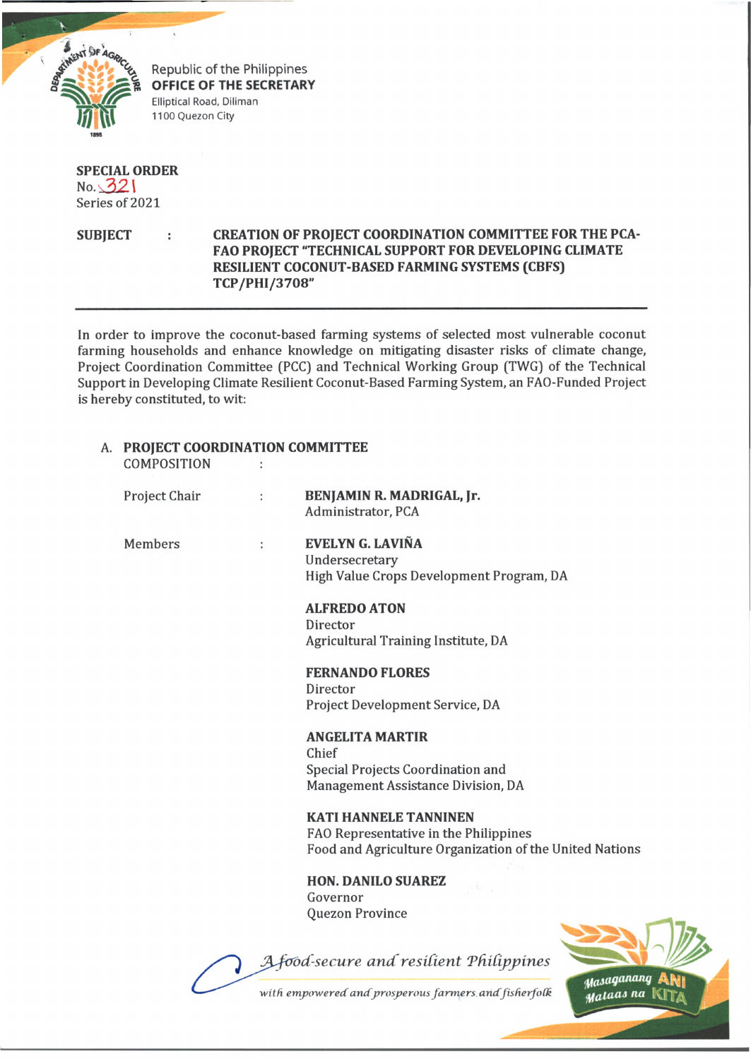Republic of the Philippines
**OFFICE OF THE SECRETARY**
Elliptical Road, Diliman
1100 Quezon City

**SPECIAL ORDER**
No. 321
Series of 2021

**SUBJECT : CREATION OF PROJECT COORDINATION COMMITTEE FOR THE PCA-FAO PROJECT "TECHNICAL SUPPORT FOR DEVELOPING CLIMATE RESILIENT COCONUT-BASED FARMING SYSTEMS (CBFS) TCP/PHI/3708"**

---

In order to improve the coconut-based farming systems of selected most vulnerable coconut farming households and enhance knowledge on mitigating disaster risks of climate change, Project Coordination Committee (PCC) and Technical Working Group (TWG) of the Technical Support in Developing Climate Resilient Coconut-Based Farming System, an FAO-Funded Project is hereby constituted, to wit:

A. **PROJECT COORDINATION COMMITTEE**
COMPOSITION :

Project Chair : **BENJAMIN R. MADRIGAL, Jr.**
Administrator, PCA

Members : **EVELYN G. LAVIÑA**
Undersecretary
High Value Crops Development Program, DA

**ALFREDO ATON**
Director
Agricultural Training Institute, DA

**FERNANDO FLORES**
Director
Project Development Service, DA

**ANGELITA MARTIR**
Chief
Special Projects Coordination and
Management Assistance Division, DA

**KATI HANNELE TANNINEN**
FAO Representative in the Philippines
Food and Agriculture Organization of the United Nations

**HON. DANILO SUAREZ**
Governor
Quezon Province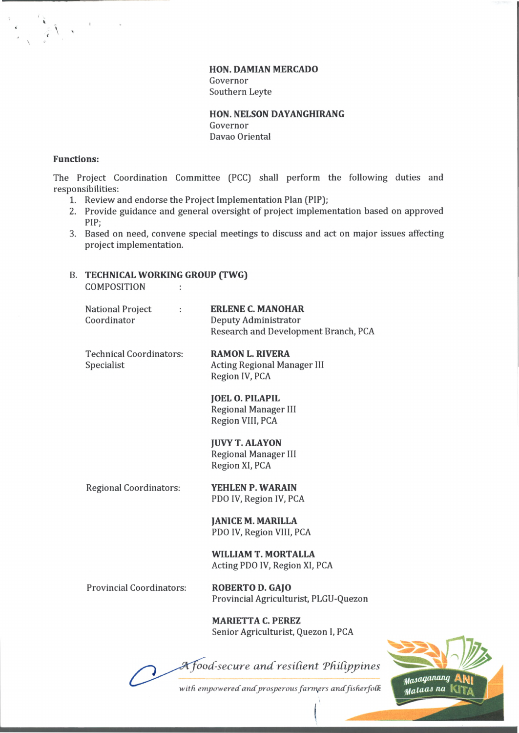**HON. DAMIAN MERCADO**
Governor
Southern Leyte

**HON. NELSON DAYANGHIRANG**
Governor
Davao Oriental

**Functions:**

The Project Coordination Committee (PCC) shall perform the following duties and responsibilities:

1. Review and endorse the Project Implementation Plan (PIP);
2. Provide guidance and general oversight of project implementation based on approved PIP;
3. Based on need, convene special meetings to discuss and act on major issues affecting project implementation.

B. **TECHNICAL WORKING GROUP (TWG)**
COMPOSITION :

National Project Coordinator : **ERLENE C. MANOHAR**
Deputy Administrator
Research and Development Branch, PCA

Technical Coordinators: Specialist

**RAMON L. RIVERA**
Acting Regional Manager III
Region IV, PCA

**JOEL O. PILAPIL**
Regional Manager III
Region VIII, PCA

**JUVY T. ALAYON**
Regional Manager III
Region XI, PCA

Regional Coordinators:

**YEHLEN P. WARAIN**
PDO IV, Region IV, PCA

**JANICE M. MARILLA**
PDO IV, Region VIII, PCA

**WILLIAM T. MORTALLA**
Acting PDO IV, Region XI, PCA

Provincial Coordinators:

**ROBERTO D. GAJO**
Provincial Agriculturist, PLGU-Quezon

**MARIETTA C. PEREZ**
Senior Agriculturist, Quezon I, PCA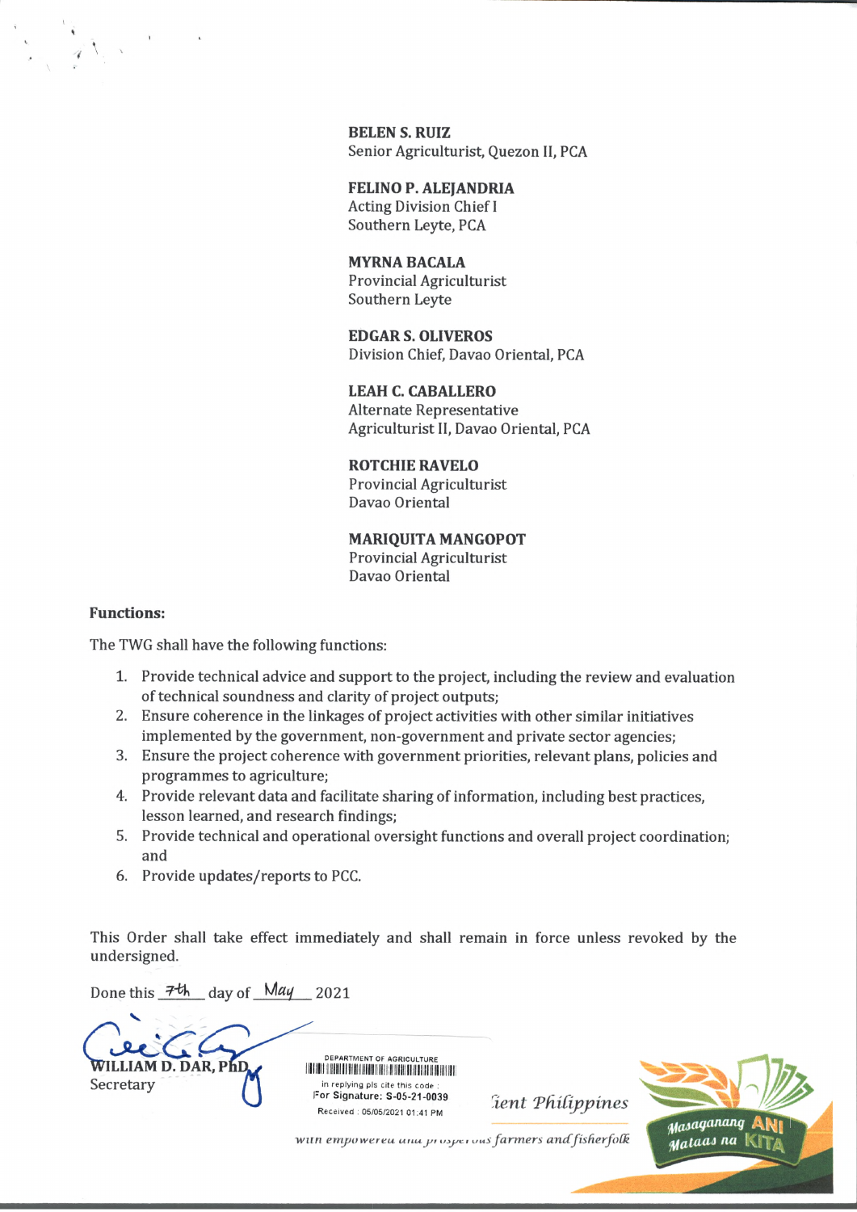**BELEN S. RUIZ**
Senior Agriculturist, Quezon II, PCA

**FELINO P. ALEJANDRIA**
Acting Division Chief I
Southern Leyte, PCA

**MYRNA BACALA**
Provincial Agriculturist
Southern Leyte

**EDGAR S. OLIVEROS**
Division Chief, Davao Oriental, PCA

**LEAH C. CABALLERO**
Alternate Representative
Agriculturist II, Davao Oriental, PCA

**ROTCHIE RAVELO**
Provincial Agriculturist
Davao Oriental

**MARIQUITA MANGOPOT**
Provincial Agriculturist
Davao Oriental

**Functions:**

The TWG shall have the following functions:

1. Provide technical advice and support to the project, including the review and evaluation of technical soundness and clarity of project outputs;
2. Ensure coherence in the linkages of project activities with other similar initiatives implemented by the government, non-government and private sector agencies;
3. Ensure the project coherence with government priorities, relevant plans, policies and programmes to agriculture;
4. Provide relevant data and facilitate sharing of information, including best practices, lesson learned, and research findings;
5. Provide technical and operational oversight functions and overall project coordination; and
6. Provide updates/reports to PCC.

This Order shall take effect immediately and shall remain in force unless revoked by the undersigned.

Done this 7th day of May 2021

WILLIAM D. DAR, PhD
Secretary

DEPARTMENT OF AGRICULTURE
in replying pls cite this code :
For Signature: S-05-21-0039
Received : 05/05/2021 01:41 PM